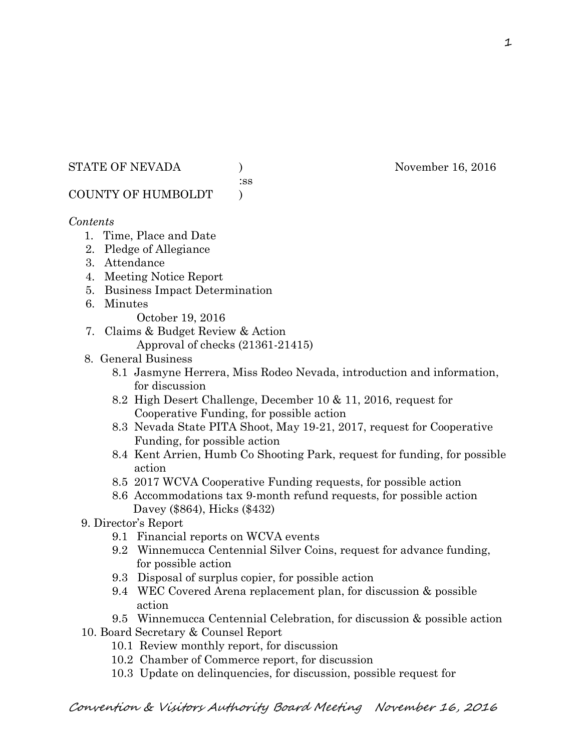STATE OF NEVADA ) November 16, 2016
:ss
COUNTY OF HUMBOLDT )

*Contents*

1. Time, Place and Date
2. Pledge of Allegiance
3. Attendance
4. Meeting Notice Report
5. Business Impact Determination
6. Minutes
   October 19, 2016
7. Claims & Budget Review & Action
   Approval of checks (21361-21415)
8. General Business
   - 8.1 Jasmyne Herrera, Miss Rodeo Nevada, introduction and information, for discussion
   - 8.2 High Desert Challenge, December 10 & 11, 2016, request for Cooperative Funding, for possible action
   - 8.3 Nevada State PITA Shoot, May 19-21, 2017, request for Cooperative Funding, for possible action
   - 8.4 Kent Arrien, Humb Co Shooting Park, request for funding, for possible action
   - 8.5 2017 WCVA Cooperative Funding requests, for possible action
   - 8.6 Accommodations tax 9-month refund requests, for possible action Davey ($864), Hicks ($432)
9. Director's Report
   - 9.1 Financial reports on WCVA events
   - 9.2 Winnemucca Centennial Silver Coins, request for advance funding, for possible action
   - 9.3 Disposal of surplus copier, for possible action
   - 9.4 WEC Covered Arena replacement plan, for discussion & possible action
   - 9.5 Winnemucca Centennial Celebration, for discussion & possible action
10. Board Secretary & Counsel Report
    - 10.1 Review monthly report, for discussion
    - 10.2 Chamber of Commerce report, for discussion
    - 10.3 Update on delinquencies, for discussion, possible request for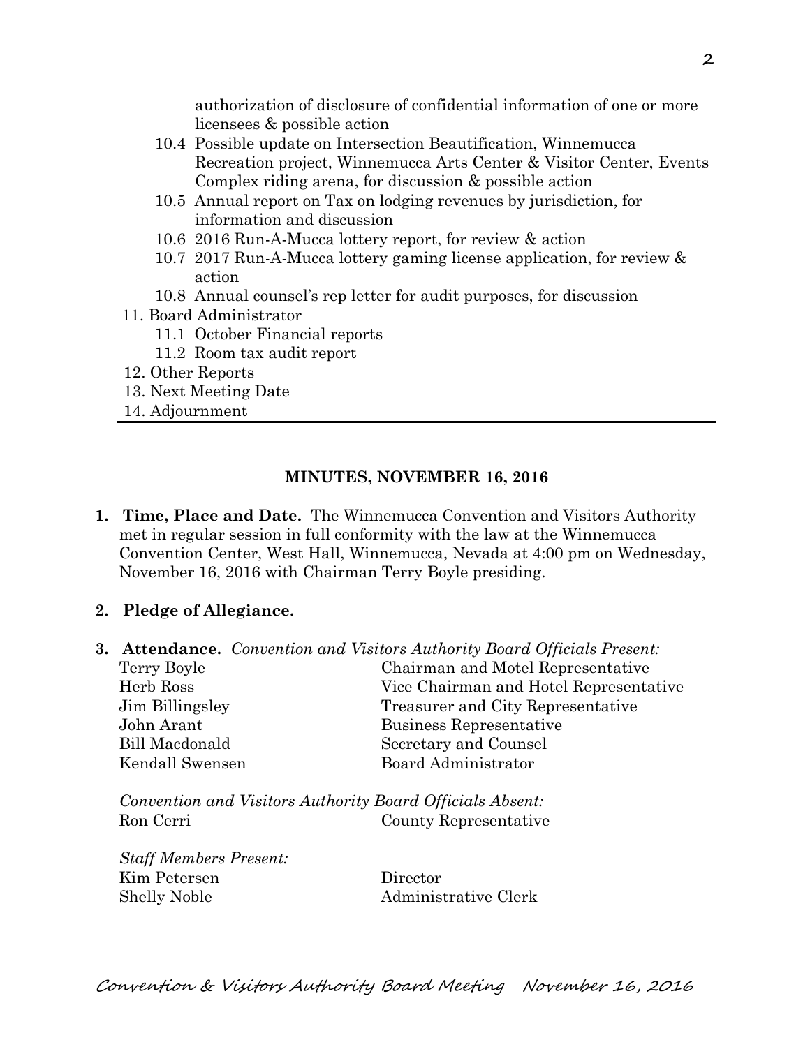authorization of disclosure of confidential information of one or more licensees & possible action

- 10.4 Possible update on Intersection Beautification, Winnemucca Recreation project, Winnemucca Arts Center & Visitor Center, Events Complex riding arena, for discussion & possible action
- 10.5 Annual report on Tax on lodging revenues by jurisdiction, for information and discussion
- 10.6 2016 Run-A-Mucca lottery report, for review & action
- 10.7 2017 Run-A-Mucca lottery gaming license application, for review & action
- 10.8 Annual counsel's rep letter for audit purposes, for discussion

11. Board Administrator
    - 11.1 October Financial reports
    - 11.2 Room tax audit report
12. Other Reports
13. Next Meeting Date
14. Adjournment

---

## MINUTES, NOVEMBER 16, 2016

**1. Time, Place and Date.** The Winnemucca Convention and Visitors Authority met in regular session in full conformity with the law at the Winnemucca Convention Center, West Hall, Winnemucca, Nevada at 4:00 pm on Wednesday, November 16, 2016 with Chairman Terry Boyle presiding.

**2. Pledge of Allegiance.**

**3. Attendance.** *Convention and Visitors Authority Board Officials Present:*

| | |
|---|---|
| Terry Boyle | Chairman and Motel Representative |
| Herb Ross | Vice Chairman and Hotel Representative |
| Jim Billingsley | Treasurer and City Representative |
| John Arant | Business Representative |
| Bill Macdonald | Secretary and Counsel |
| Kendall Swensen | Board Administrator |

*Convention and Visitors Authority Board Officials Absent:*

| | |
|---|---|
| Ron Cerri | County Representative |

*Staff Members Present:*

| | |
|---|---|
| Kim Petersen | Director |
| Shelly Noble | Administrative Clerk |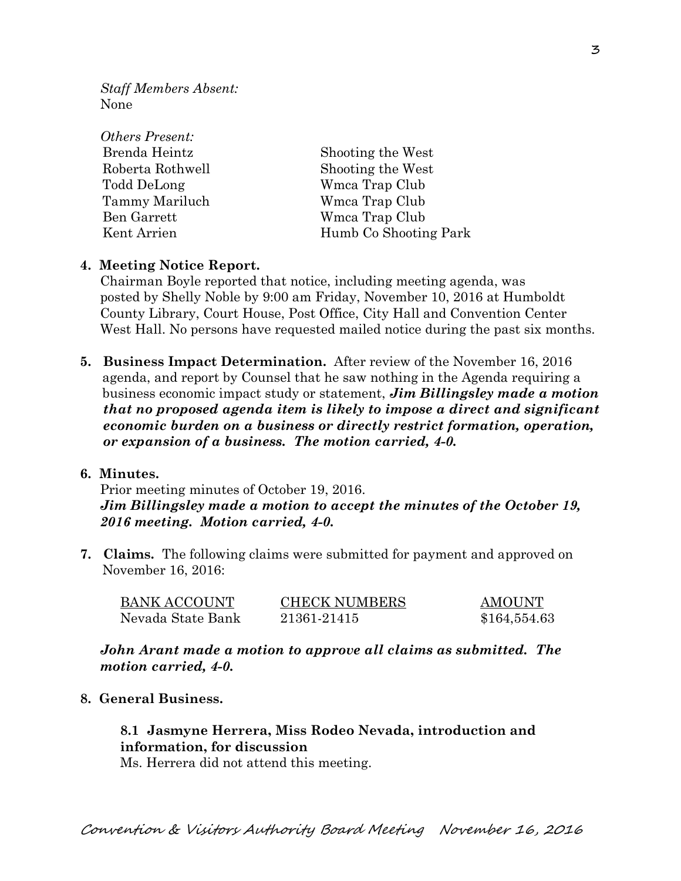*Staff Members Absent:*
None

*Others Present:*

| | |
|---|---|
| Brenda Heintz | Shooting the West |
| Roberta Rothwell | Shooting the West |
| Todd DeLong | Wmca Trap Club |
| Tammy Mariluch | Wmca Trap Club |
| Ben Garrett | Wmca Trap Club |
| Kent Arrien | Humb Co Shooting Park |

**4. Meeting Notice Report.**
Chairman Boyle reported that notice, including meeting agenda, was posted by Shelly Noble by 9:00 am Friday, November 10, 2016 at Humboldt County Library, Court House, Post Office, City Hall and Convention Center West Hall. No persons have requested mailed notice during the past six months.

**5. Business Impact Determination.** After review of the November 16, 2016 agenda, and report by Counsel that he saw nothing in the Agenda requiring a business economic impact study or statement, ***Jim Billingsley made a motion that no proposed agenda item is likely to impose a direct and significant economic burden on a business or directly restrict formation, operation, or expansion of a business. The motion carried, 4-0.***

**6. Minutes.**
Prior meeting minutes of October 19, 2016.
***Jim Billingsley made a motion to accept the minutes of the October 19, 2016 meeting. Motion carried, 4-0.***

**7. Claims.** The following claims were submitted for payment and approved on November 16, 2016:

| BANK ACCOUNT | CHECK NUMBERS | AMOUNT |
|---|---|---|
| Nevada State Bank | 21361-21415 | $164,554.63 |

***John Arant made a motion to approve all claims as submitted. The motion carried, 4-0.***

**8. General Business.**

**8.1 Jasmyne Herrera, Miss Rodeo Nevada, introduction and information, for discussion**
Ms. Herrera did not attend this meeting.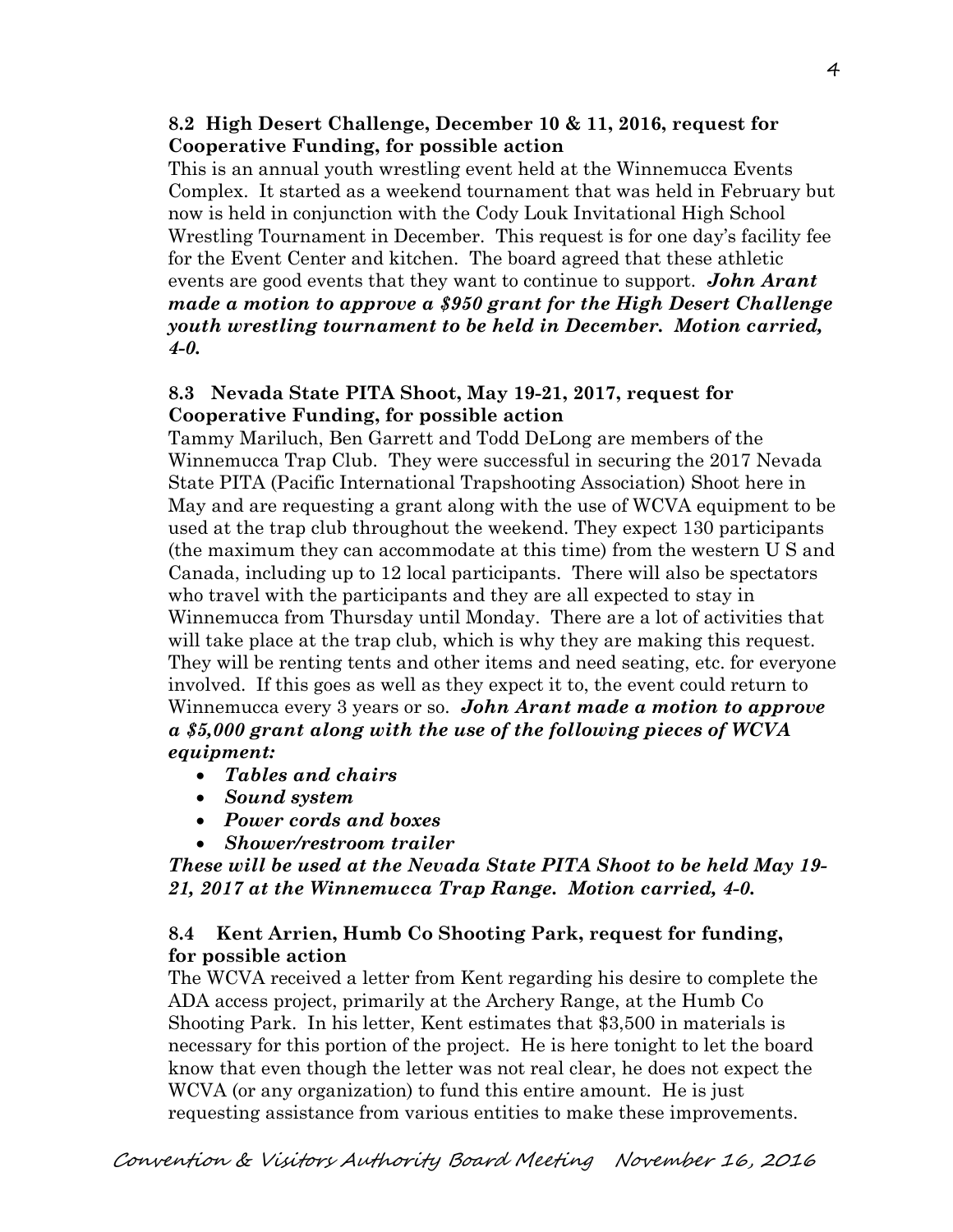### 8.2 High Desert Challenge, December 10 & 11, 2016, request for Cooperative Funding, for possible action

This is an annual youth wrestling event held at the Winnemucca Events Complex. It started as a weekend tournament that was held in February but now is held in conjunction with the Cody Louk Invitational High School Wrestling Tournament in December. This request is for one day's facility fee for the Event Center and kitchen. The board agreed that these athletic events are good events that they want to continue to support. ***John Arant made a motion to approve a $950 grant for the High Desert Challenge youth wrestling tournament to be held in December. Motion carried, 4-0.***

### 8.3 Nevada State PITA Shoot, May 19-21, 2017, request for Cooperative Funding, for possible action

Tammy Mariluch, Ben Garrett and Todd DeLong are members of the Winnemucca Trap Club. They were successful in securing the 2017 Nevada State PITA (Pacific International Trapshooting Association) Shoot here in May and are requesting a grant along with the use of WCVA equipment to be used at the trap club throughout the weekend. They expect 130 participants (the maximum they can accommodate at this time) from the western U S and Canada, including up to 12 local participants. There will also be spectators who travel with the participants and they are all expected to stay in Winnemucca from Thursday until Monday. There are a lot of activities that will take place at the trap club, which is why they are making this request. They will be renting tents and other items and need seating, etc. for everyone involved. If this goes as well as they expect it to, the event could return to Winnemucca every 3 years or so. ***John Arant made a motion to approve a $5,000 grant along with the use of the following pieces of WCVA equipment:***

- ***Tables and chairs***
- ***Sound system***
- ***Power cords and boxes***
- ***Shower/restroom trailer***

***These will be used at the Nevada State PITA Shoot to be held May 19-21, 2017 at the Winnemucca Trap Range. Motion carried, 4-0.***

### 8.4 Kent Arrien, Humb Co Shooting Park, request for funding, for possible action

The WCVA received a letter from Kent regarding his desire to complete the ADA access project, primarily at the Archery Range, at the Humb Co Shooting Park. In his letter, Kent estimates that $3,500 in materials is necessary for this portion of the project. He is here tonight to let the board know that even though the letter was not real clear, he does not expect the WCVA (or any organization) to fund this entire amount. He is just requesting assistance from various entities to make these improvements.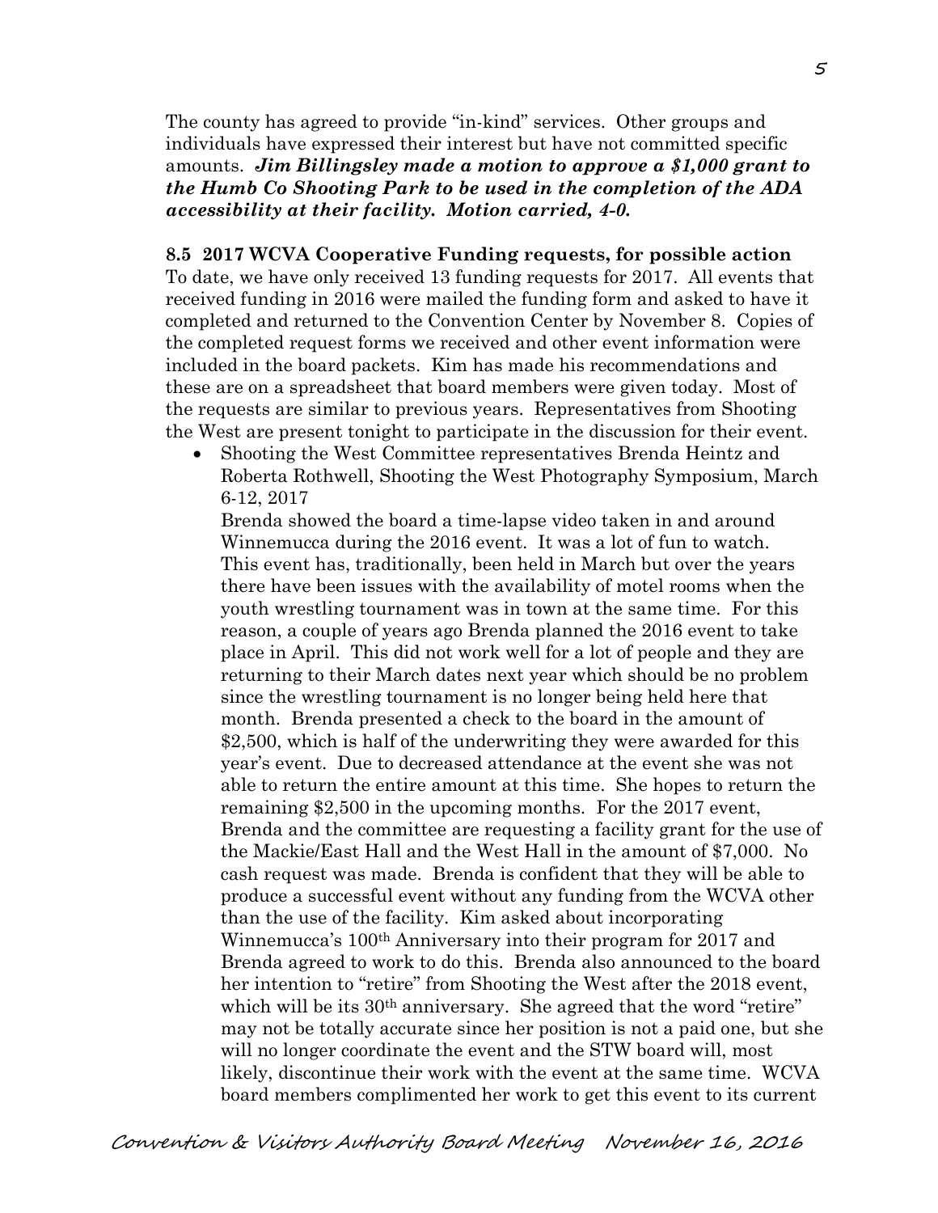The county has agreed to provide "in-kind" services. Other groups and individuals have expressed their interest but have not committed specific amounts. ***Jim Billingsley made a motion to approve a $1,000 grant to the Humb Co Shooting Park to be used in the completion of the ADA accessibility at their facility. Motion carried, 4-0.***

**8.5 2017 WCVA Cooperative Funding requests, for possible action**

To date, we have only received 13 funding requests for 2017. All events that received funding in 2016 were mailed the funding form and asked to have it completed and returned to the Convention Center by November 8. Copies of the completed request forms we received and other event information were included in the board packets. Kim has made his recommendations and these are on a spreadsheet that board members were given today. Most of the requests are similar to previous years. Representatives from Shooting the West are present tonight to participate in the discussion for their event.

- Shooting the West Committee representatives Brenda Heintz and Roberta Rothwell, Shooting the West Photography Symposium, March 6-12, 2017

  Brenda showed the board a time-lapse video taken in and around Winnemucca during the 2016 event. It was a lot of fun to watch. This event has, traditionally, been held in March but over the years there have been issues with the availability of motel rooms when the youth wrestling tournament was in town at the same time. For this reason, a couple of years ago Brenda planned the 2016 event to take place in April. This did not work well for a lot of people and they are returning to their March dates next year which should be no problem since the wrestling tournament is no longer being held here that month. Brenda presented a check to the board in the amount of $2,500, which is half of the underwriting they were awarded for this year's event. Due to decreased attendance at the event she was not able to return the entire amount at this time. She hopes to return the remaining $2,500 in the upcoming months. For the 2017 event, Brenda and the committee are requesting a facility grant for the use of the Mackie/East Hall and the West Hall in the amount of $7,000. No cash request was made. Brenda is confident that they will be able to produce a successful event without any funding from the WCVA other than the use of the facility. Kim asked about incorporating Winnemucca's 100th Anniversary into their program for 2017 and Brenda agreed to work to do this. Brenda also announced to the board her intention to "retire" from Shooting the West after the 2018 event, which will be its 30th anniversary. She agreed that the word "retire" may not be totally accurate since her position is not a paid one, but she will no longer coordinate the event and the STW board will, most likely, discontinue their work with the event at the same time. WCVA board members complimented her work to get this event to its current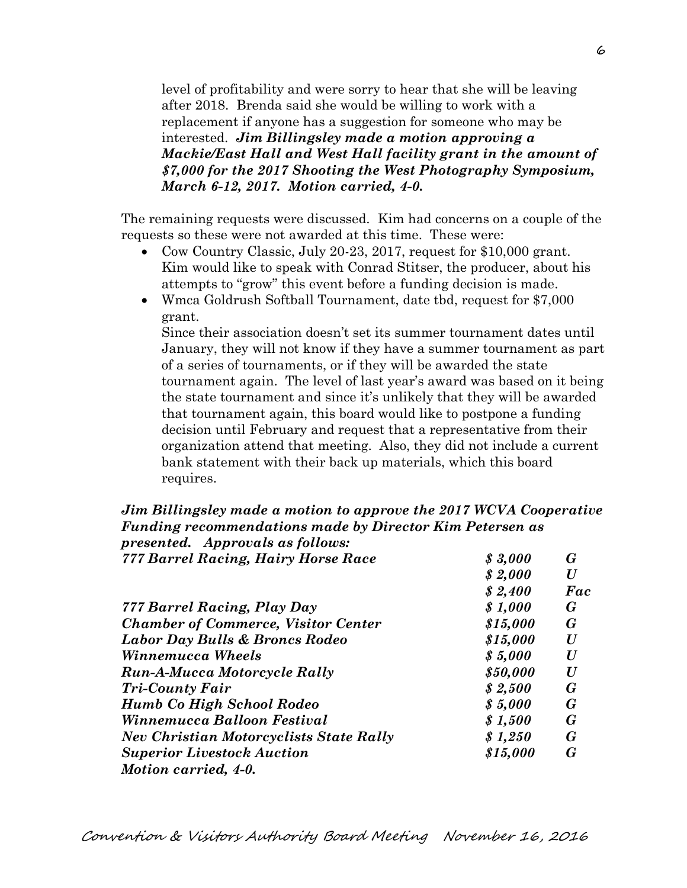level of profitability and were sorry to hear that she will be leaving after 2018. Brenda said she would be willing to work with a replacement if anyone has a suggestion for someone who may be interested. ***Jim Billingsley made a motion approving a Mackie/East Hall and West Hall facility grant in the amount of $7,000 for the 2017 Shooting the West Photography Symposium, March 6-12, 2017. Motion carried, 4-0.***

The remaining requests were discussed. Kim had concerns on a couple of the requests so these were not awarded at this time. These were:

- Cow Country Classic, July 20-23, 2017, request for $10,000 grant. Kim would like to speak with Conrad Stitser, the producer, about his attempts to "grow" this event before a funding decision is made.
- Wmca Goldrush Softball Tournament, date tbd, request for $7,000 grant.
  Since their association doesn't set its summer tournament dates until January, they will not know if they have a summer tournament as part of a series of tournaments, or if they will be awarded the state tournament again. The level of last year's award was based on it being the state tournament and since it's unlikely that they will be awarded that tournament again, this board would like to postpone a funding decision until February and request that a representative from their organization attend that meeting. Also, they did not include a current bank statement with their back up materials, which this board requires.

***Jim Billingsley made a motion to approve the 2017 WCVA Cooperative Funding recommendations made by Director Kim Petersen as presented. Approvals as follows:***

| | | |
|---|---|---|
| ***777 Barrel Racing, Hairy Horse Race*** | ***$ 3,000*** | ***G*** |
| | ***$ 2,000*** | ***U*** |
| | ***$ 2,400*** | ***Fac*** |
| ***777 Barrel Racing, Play Day*** | ***$ 1,000*** | ***G*** |
| ***Chamber of Commerce, Visitor Center*** | ***$15,000*** | ***G*** |
| ***Labor Day Bulls & Broncs Rodeo*** | ***$15,000*** | ***U*** |
| ***Winnemucca Wheels*** | ***$ 5,000*** | ***U*** |
| ***Run-A-Mucca Motorcycle Rally*** | ***$50,000*** | ***U*** |
| ***Tri-County Fair*** | ***$ 2,500*** | ***G*** |
| ***Humb Co High School Rodeo*** | ***$ 5,000*** | ***G*** |
| ***Winnemucca Balloon Festival*** | ***$ 1,500*** | ***G*** |
| ***Nev Christian Motorcyclists State Rally*** | ***$ 1,250*** | ***G*** |
| ***Superior Livestock Auction*** | ***$15,000*** | ***G*** |

***Motion carried, 4-0.***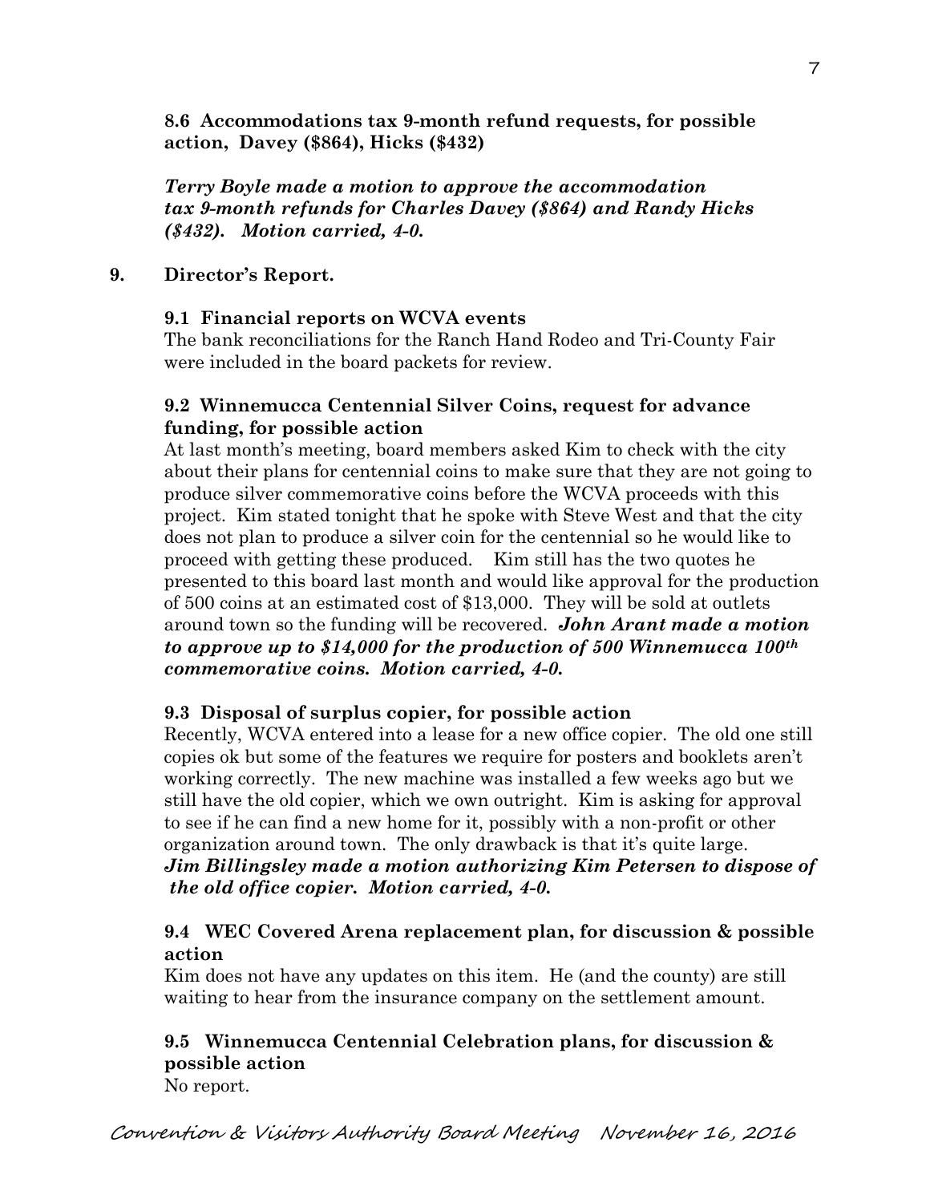**8.6 Accommodations tax 9-month refund requests, for possible action, Davey ($864), Hicks ($432)**

***Terry Boyle made a motion to approve the accommodation tax 9-month refunds for Charles Davey ($864) and Randy Hicks ($432). Motion carried, 4-0.***

## 9. Director's Report.

### 9.1 Financial reports on WCVA events

The bank reconciliations for the Ranch Hand Rodeo and Tri-County Fair were included in the board packets for review.

### 9.2 Winnemucca Centennial Silver Coins, request for advance funding, for possible action

At last month's meeting, board members asked Kim to check with the city about their plans for centennial coins to make sure that they are not going to produce silver commemorative coins before the WCVA proceeds with this project. Kim stated tonight that he spoke with Steve West and that the city does not plan to produce a silver coin for the centennial so he would like to proceed with getting these produced. Kim still has the two quotes he presented to this board last month and would like approval for the production of 500 coins at an estimated cost of $13,000. They will be sold at outlets around town so the funding will be recovered. ***John Arant made a motion to approve up to $14,000 for the production of 500 Winnemucca 100th commemorative coins. Motion carried, 4-0.***

### 9.3 Disposal of surplus copier, for possible action

Recently, WCVA entered into a lease for a new office copier. The old one still copies ok but some of the features we require for posters and booklets aren't working correctly. The new machine was installed a few weeks ago but we still have the old copier, which we own outright. Kim is asking for approval to see if he can find a new home for it, possibly with a non-profit or other organization around town. The only drawback is that it's quite large.
***Jim Billingsley made a motion authorizing Kim Petersen to dispose of the old office copier. Motion carried, 4-0.***

### 9.4 WEC Covered Arena replacement plan, for discussion & possible action

Kim does not have any updates on this item. He (and the county) are still waiting to hear from the insurance company on the settlement amount.

### 9.5 Winnemucca Centennial Celebration plans, for discussion & possible action

No report.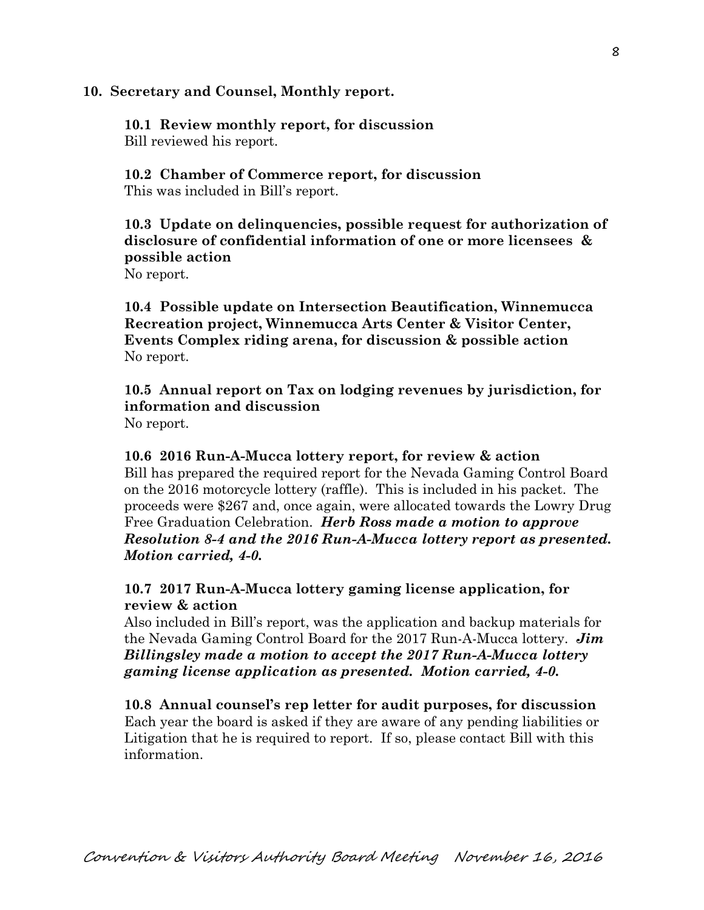**10. Secretary and Counsel, Monthly report.**

**10.1 Review monthly report, for discussion**
Bill reviewed his report.

**10.2 Chamber of Commerce report, for discussion**
This was included in Bill's report.

**10.3 Update on delinquencies, possible request for authorization of disclosure of confidential information of one or more licensees & possible action**
No report.

**10.4 Possible update on Intersection Beautification, Winnemucca Recreation project, Winnemucca Arts Center & Visitor Center, Events Complex riding arena, for discussion & possible action**
No report.

**10.5 Annual report on Tax on lodging revenues by jurisdiction, for information and discussion**
No report.

**10.6 2016 Run-A-Mucca lottery report, for review & action**
Bill has prepared the required report for the Nevada Gaming Control Board on the 2016 motorcycle lottery (raffle). This is included in his packet. The proceeds were $267 and, once again, were allocated towards the Lowry Drug Free Graduation Celebration. ***Herb Ross made a motion to approve Resolution 8-4 and the 2016 Run-A-Mucca lottery report as presented. Motion carried, 4-0.***

**10.7 2017 Run-A-Mucca lottery gaming license application, for review & action**
Also included in Bill's report, was the application and backup materials for the Nevada Gaming Control Board for the 2017 Run-A-Mucca lottery. ***Jim Billingsley made a motion to accept the 2017 Run-A-Mucca lottery gaming license application as presented. Motion carried, 4-0.***

**10.8 Annual counsel's rep letter for audit purposes, for discussion**
Each year the board is asked if they are aware of any pending liabilities or Litigation that he is required to report. If so, please contact Bill with this information.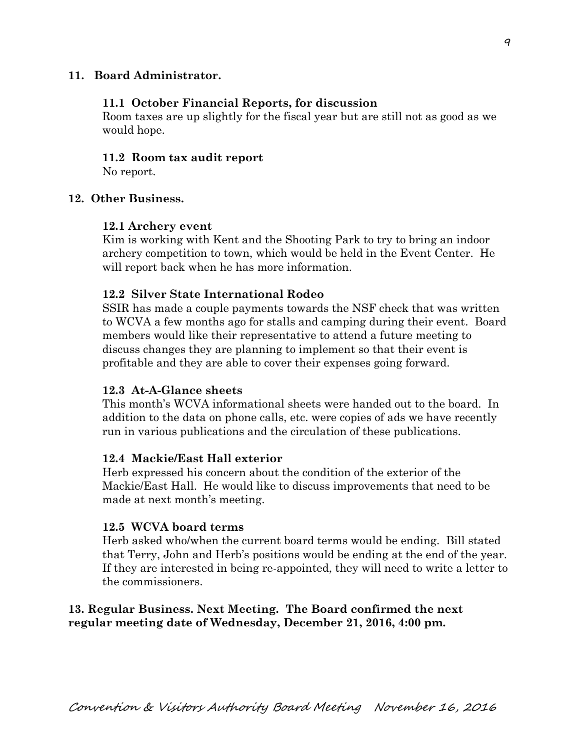**11. Board Administrator.**

**11.1 October Financial Reports, for discussion**

Room taxes are up slightly for the fiscal year but are still not as good as we would hope.

**11.2 Room tax audit report**

No report.

**12. Other Business.**

**12.1 Archery event**

Kim is working with Kent and the Shooting Park to try to bring an indoor archery competition to town, which would be held in the Event Center. He will report back when he has more information.

**12.2 Silver State International Rodeo**

SSIR has made a couple payments towards the NSF check that was written to WCVA a few months ago for stalls and camping during their event. Board members would like their representative to attend a future meeting to discuss changes they are planning to implement so that their event is profitable and they are able to cover their expenses going forward.

**12.3 At-A-Glance sheets**

This month's WCVA informational sheets were handed out to the board. In addition to the data on phone calls, etc. were copies of ads we have recently run in various publications and the circulation of these publications.

**12.4 Mackie/East Hall exterior**

Herb expressed his concern about the condition of the exterior of the Mackie/East Hall. He would like to discuss improvements that need to be made at next month's meeting.

**12.5 WCVA board terms**

Herb asked who/when the current board terms would be ending. Bill stated that Terry, John and Herb's positions would be ending at the end of the year. If they are interested in being re-appointed, they will need to write a letter to the commissioners.

**13. Regular Business. Next Meeting. The Board confirmed the next regular meeting date of Wednesday, December 21, 2016, 4:00 pm.**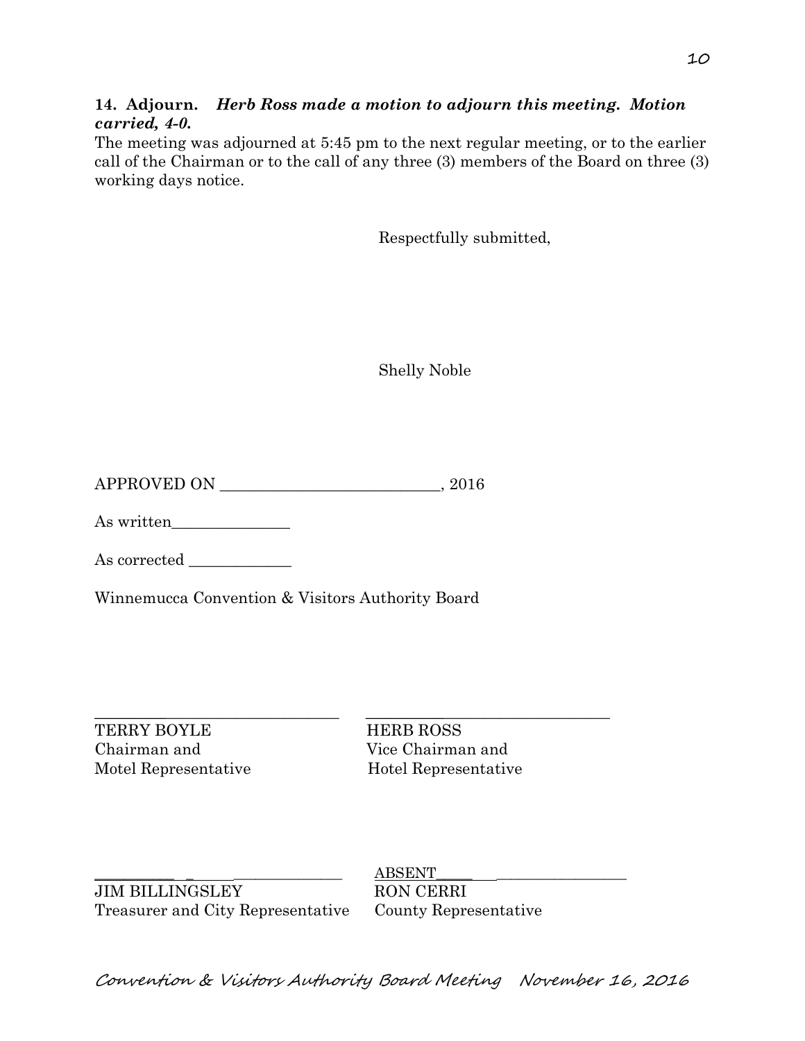**14. Adjourn.** ***Herb Ross made a motion to adjourn this meeting. Motion carried, 4-0.***

The meeting was adjourned at 5:45 pm to the next regular meeting, or to the earlier call of the Chairman or to the call of any three (3) members of the Board on three (3) working days notice.

Respectfully submitted,

Shelly Noble

APPROVED ON ____________________________, 2016

As written_______________

As corrected _____________

Winnemucca Convention & Visitors Authority Board

________________________________
TERRY BOYLE
Chairman and
Motel Representative

________________________________
HERB ROSS
Vice Chairman and
Hotel Representative

________________________________
JIM BILLINGSLEY
Treasurer and City Representative

ABSENT_______________________
RON CERRI
County Representative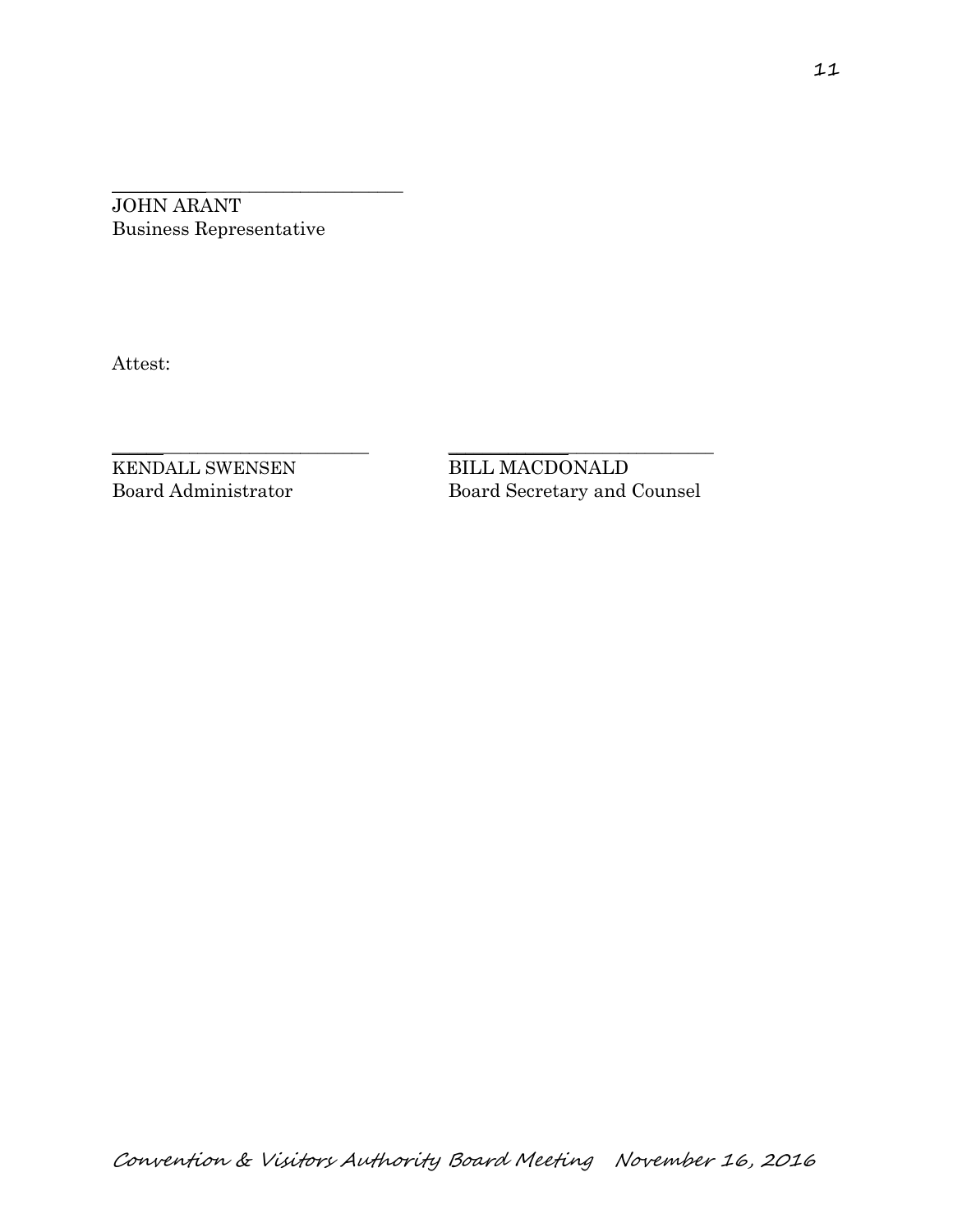\_\_\_\_\_\_\_\_\_\_\_\_\_\_\_\_\_\_\_\_\_\_\_\_\_\_\_\_\_\_\_\_

JOHN ARANT
Business Representative

Attest:

\_\_\_\_\_\_\_\_\_\_\_\_\_\_\_\_\_\_\_\_\_\_\_\_\_\_\_\_\_\_

KENDALL SWENSEN
Board Administrator

\_\_\_\_\_\_\_\_\_\_\_\_\_\_\_\_\_\_\_\_\_\_\_\_\_\_\_\_\_\_

BILL MACDONALD
Board Secretary and Counsel